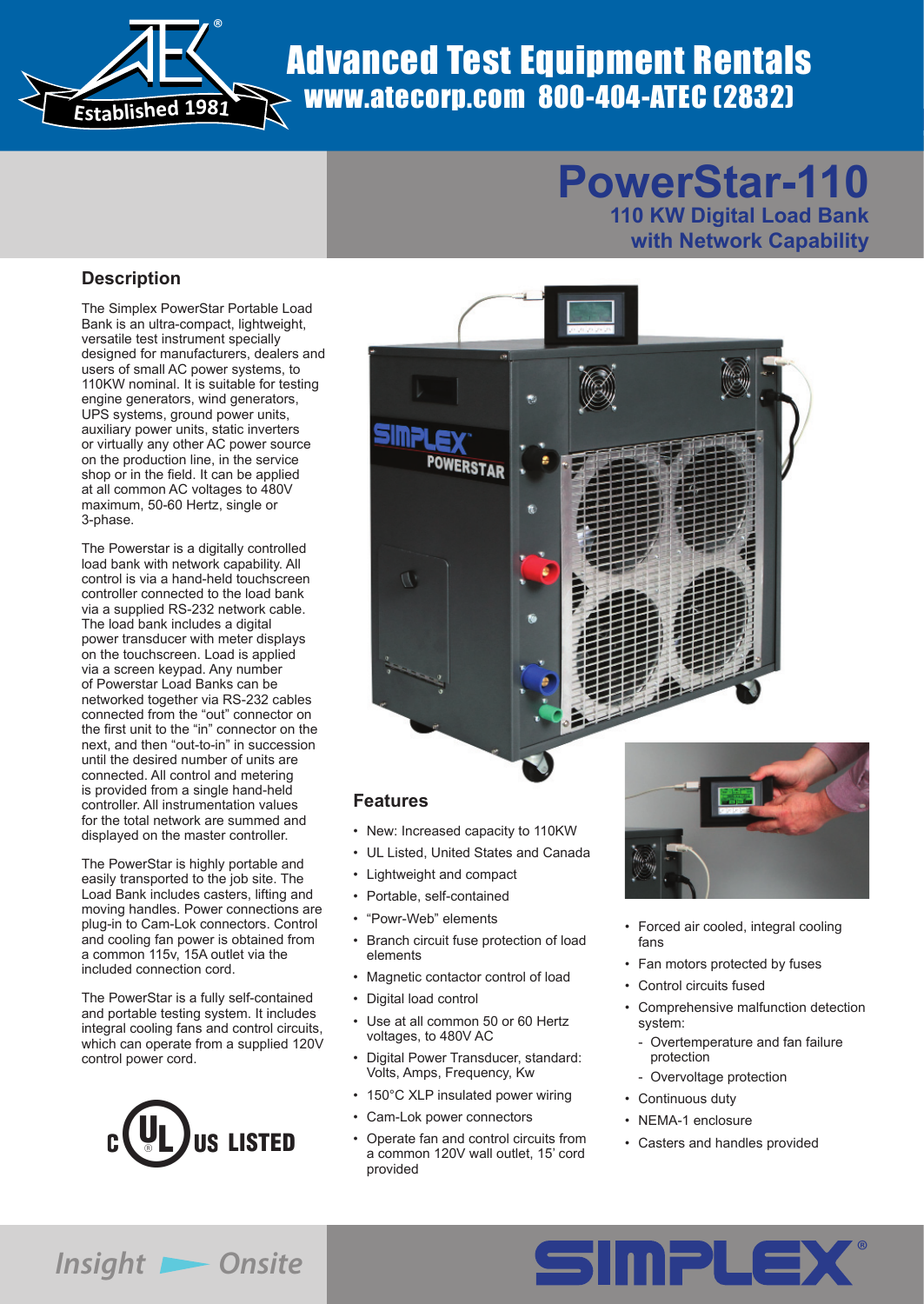# Advanced Test Equipment Rentals

www.atecorp.com 800-404-ATEC (2832)

# PowerStar-110

## 110 KW Digital Load Bank with Network Capability

## Description

The Simplex PowerStar Portable Load Bank is an ultra-compact, lightweight, versatile test instrument specially designed for manufacturers, dealers and users of small AC power systems, to 110KW nominal. It is suitable for testing engine generators, wind generators, UPS systems, ground power units, auxiliary power units, static inverters or virtually any other AC power source on the production line, in the service shop or in the field. It can be applied at all common AC voltages to 480V maximum, 50-60 Hertz, single or 3-phase.

The Powerstar is a digitally controlled load bank with network capability. All control is via a hand-held touchscreen controller connected to the load bank via a supplied RS-232 network cable. The load bank includes a digital power transducer with meter displays on the touchscreen. Load is applied via a screen keypad. Any number of Powerstar Load Banks can be networked together via RS-232 cables connected from the "out" connector on the first unit to the "in" connector on the next, and then "out-to-in" in succession until the desired number of units are connected. All control and metering is provided from a single hand-held controller. All instrumentation values for the total network are summed and displayed on the master controller.

The PowerStar is highly portable and easily transported to the job site. The Load Bank includes casters, lifting and moving handles. Power connections are plug-in to Cam-Lok connectors. Control and cooling fan power is obtained from a common 115v, 15A outlet via the included connection cord.

The PowerStar is a fully self-contained and portable testing system. It includes integral cooling fans and control circuits, which can operate from a supplied 120V control power cord.

c UL US LISTED

## Features

- New: Increased capacity to 110KW
- UL Listed, United States and Canada
- Lightweight and compact
- Portable, self-contained
- "Powr-Web" elements
- Branch circuit fuse protection of load elements
- Magnetic contactor control of load
- Digital load control
- Use at all common 50 or 60 Hertz voltages, to 480V AC
- Digital Power Transducer, standard: Volts, Amps, Frequency, Kw
- 150°C XLP insulated power wiring
- Cam-Lok power connectors
- Operate fan and control circuits from a common 120V wall outlet, 15' cord provided
- Forced air cooled, integral cooling fans
- Fan motors protected by fuses
- Control circuits fused
- Comprehensive malfunction detection system:
  - Overtemperature and fan failure protection
  - Overvoltage protection
- Continuous duty
- NEMA-1 enclosure
- Casters and handles provided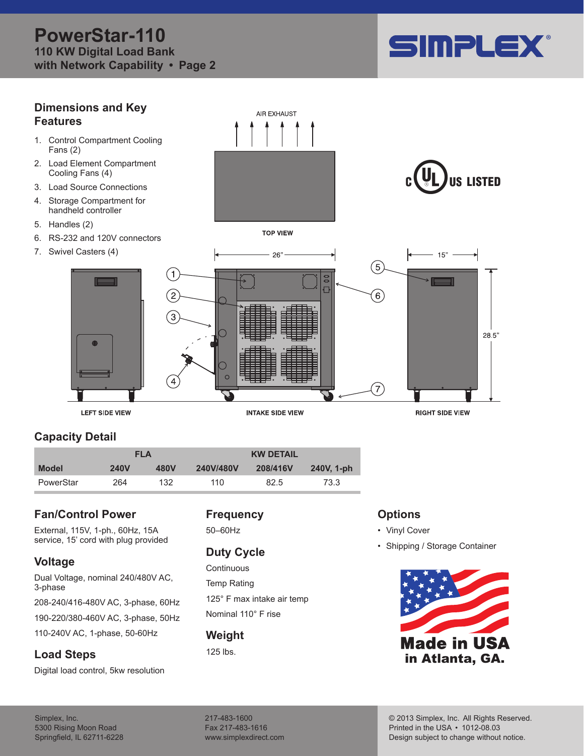# PowerStar-110

## 110 KW Digital Load Bank with Network Capability • Page 2

## Dimensions and Key Features

1. Control Compartment Cooling Fans (2)
2. Load Element Compartment Cooling Fans (4)
3. Load Source Connections
4. Storage Compartment for handheld controller
5. Handles (2)
6. RS-232 and 120V connectors
7. Swivel Casters (4)

AIR EXHAUST

TOP VIEW

26"

15"

28.5"

LEFT SIDE VIEW

INTAKE SIDE VIEW

RIGHT SIDE VIEW

c UL US LISTED

## Capacity Detail

| | FLA | | KW DETAIL | | |
|---|---|---|---|---|---|
| Model | 240V | 480V | 240V/480V | 208/416V | 240V, 1-ph |
| PowerStar | 264 | 132 | 110 | 82.5 | 73.3 |

## Fan/Control Power

External, 115V, 1-ph., 60Hz, 15A service, 15' cord with plug provided

## Voltage

Dual Voltage, nominal 240/480V AC, 3-phase

208-240/416-480V AC, 3-phase, 60Hz

190-220/380-460V AC, 3-phase, 50Hz

110-240V AC, 1-phase, 50-60Hz

## Load Steps

Digital load control, 5kw resolution

## Frequency

50–60Hz

## Duty Cycle

Continuous

Temp Rating

125° F max intake air temp

Nominal 110° F rise

## Weight

125 lbs.

## Options

- Vinyl Cover
- Shipping / Storage Container

**Made in USA in Atlanta, GA.**

Simplex, Inc.
5300 Rising Moon Road
Springfield, IL 62711-6228

217-483-1600
Fax 217-483-1616
www.simplexdirect.com

© 2013 Simplex, Inc. All Rights Reserved.
Printed in the USA • 1012-08.03
Design subject to change without notice.